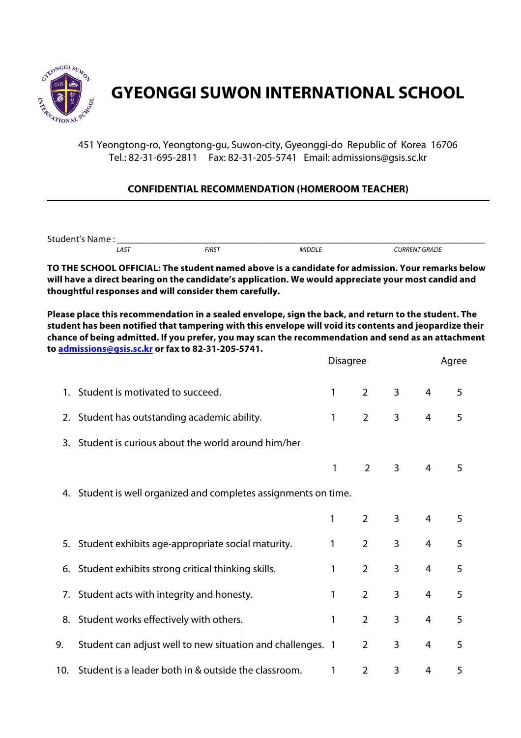# GYEONGGI SUWON INTERNATIONAL SCHOOL

451 Yeongtong-ro, Yeongtong-gu, Suwon-city, Gyeonggi-do Republic of Korea 16706
Tel.: 82-31-695-2811 Fax: 82-31-205-5741 Email: admissions@gsis.sc.kr

**CONFIDENTIAL RECOMMENDATION (HOMEROOM TEACHER)**

---

Student's Name : ______________________________________________________________________

*LAST* *FIRST* *MIDDLE* *CURRENT GRADE*

**TO THE SCHOOL OFFICIAL: The student named above is a candidate for admission. Your remarks below will have a direct bearing on the candidate's application. We would appreciate your most candid and thoughtful responses and will consider them carefully.**

**Please place this recommendation in a sealed envelope, sign the back, and return to the student. The student has been notified that tampering with this envelope will void its contents and jeopardize their chance of being admitted. If you prefer, you may scan the recommendation and send as an attachment to [admissions@gsis.sc.kr](mailto:admissions@gsis.sc.kr) or fax to 82-31-205-5741.**

| | Disagree | | | | Agree |
|---|---|---|---|---|---|
| 1. Student is motivated to succeed. | 1 | 2 | 3 | 4 | 5 |
| 2. Student has outstanding academic ability. | 1 | 2 | 3 | 4 | 5 |
| 3. Student is curious about the world around him/her | 1 | 2 | 3 | 4 | 5 |
| 4. Student is well organized and completes assignments on time. | 1 | 2 | 3 | 4 | 5 |
| 5. Student exhibits age-appropriate social maturity. | 1 | 2 | 3 | 4 | 5 |
| 6. Student exhibits strong critical thinking skills. | 1 | 2 | 3 | 4 | 5 |
| 7. Student acts with integrity and honesty. | 1 | 2 | 3 | 4 | 5 |
| 8. Student works effectively with others. | 1 | 2 | 3 | 4 | 5 |
| 9. Student can adjust well to new situation and challenges. | 1 | 2 | 3 | 4 | 5 |
| 10. Student is a leader both in & outside the classroom. | 1 | 2 | 3 | 4 | 5 |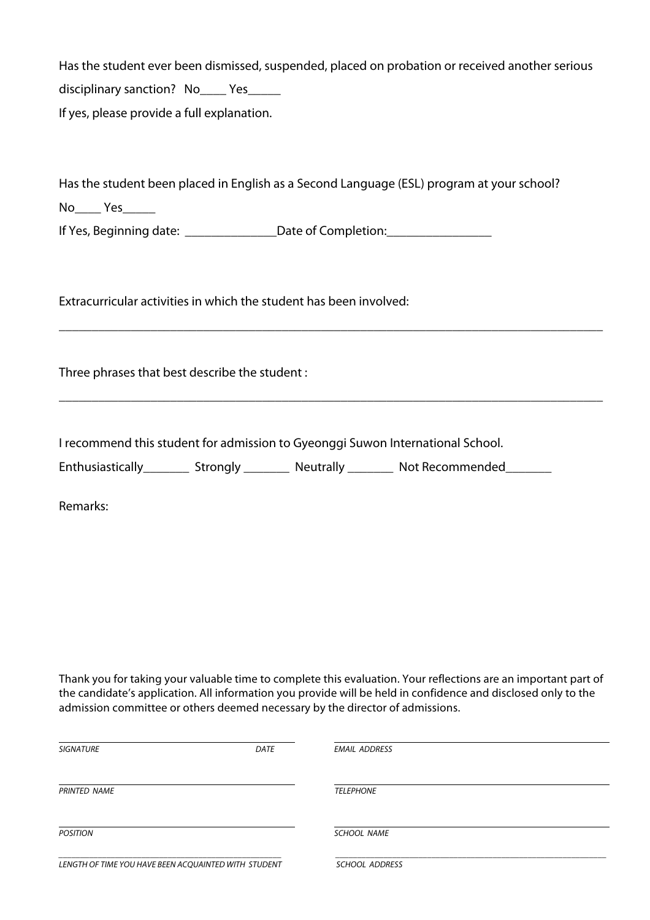Has the student ever been dismissed, suspended, placed on probation or received another serious disciplinary sanction? No____ Yes_____

If yes, please provide a full explanation.

Has the student been placed in English as a Second Language (ESL) program at your school?

No____ Yes_____

If Yes, Beginning date: ______________Date of Completion:________________

Extracurricular activities in which the student has been involved:

_______________________________________________________________________________

Three phrases that best describe the student :

_______________________________________________________________________________

I recommend this student for admission to Gyeonggi Suwon International School.

Enthusiastically_______ Strongly _______ Neutrally _______ Not Recommended_______

Remarks:

Thank you for taking your valuable time to complete this evaluation. Your reflections are an important part of the candidate's application. All information you provide will be held in confidence and disclosed only to the admission committee or others deemed necessary by the director of admissions.

| | |
|---|---|
| *SIGNATURE* *DATE* | *EMAIL ADDRESS* |
| *PRINTED NAME* | *TELEPHONE* |
| *POSITION* | *SCHOOL NAME* |
| *LENGTH OF TIME YOU HAVE BEEN ACQUAINTED WITH STUDENT* | *SCHOOL ADDRESS* |